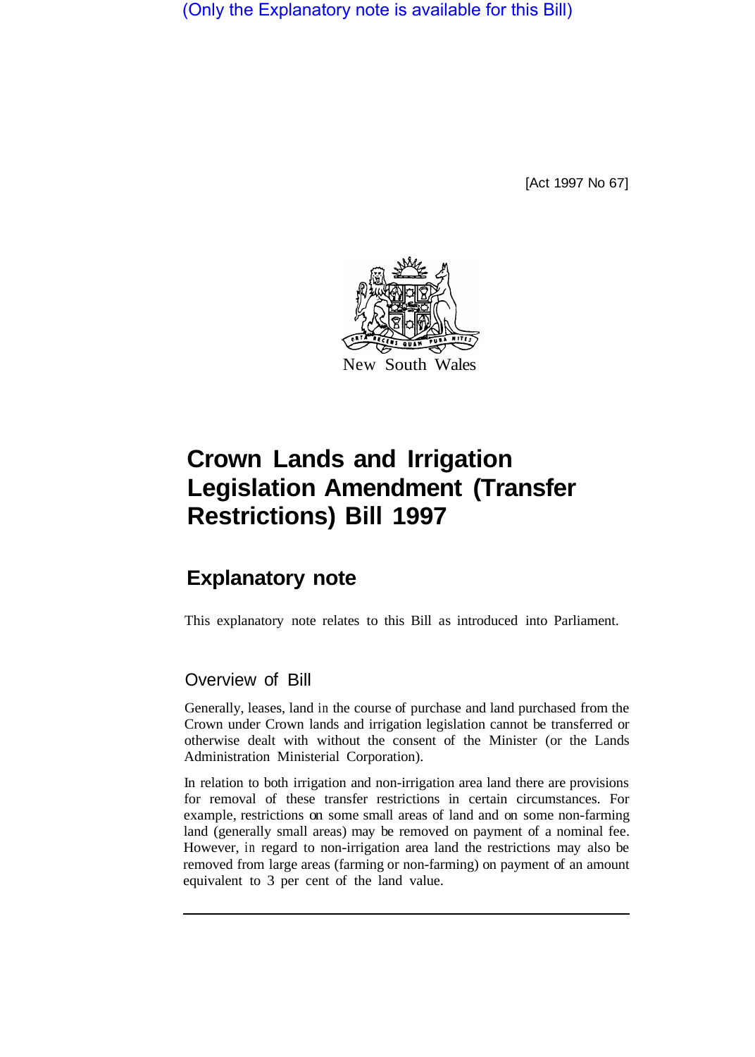(Only the Explanatory note is available for this Bill)

[Act 1997 No 67]

New South Wales

# Crown Lands and Irrigation Legislation Amendment (Transfer Restrictions) Bill 1997

## Explanatory note

This explanatory note relates to this Bill as introduced into Parliament.

### Overview of Bill

Generally, leases, land in the course of purchase and land purchased from the Crown under Crown lands and irrigation legislation cannot be transferred or otherwise dealt with without the consent of the Minister (or the Lands Administration Ministerial Corporation).

In relation to both irrigation and non-irrigation area land there are provisions for removal of these transfer restrictions in certain circumstances. For example, restrictions on some small areas of land and on some non-farming land (generally small areas) may be removed on payment of a nominal fee. However, in regard to non-irrigation area land the restrictions may also be removed from large areas (farming or non-farming) on payment of an amount equivalent to 3 per cent of the land value.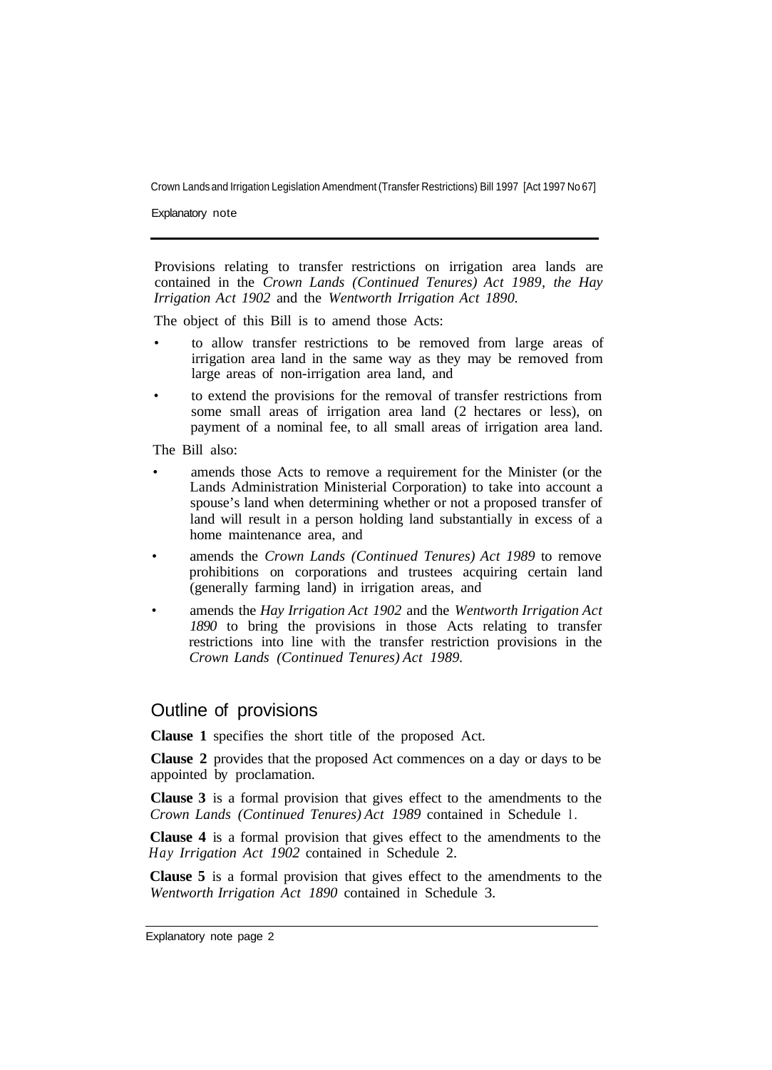Provisions relating to transfer restrictions on irrigation area lands are contained in the *Crown Lands (Continued Tenures) Act 1989, the Hay Irrigation Act 1902* and the *Wentworth Irrigation Act 1890.*

The object of this Bill is to amend those Acts:

- to allow transfer restrictions to be removed from large areas of irrigation area land in the same way as they may be removed from large areas of non-irrigation area land, and
- to extend the provisions for the removal of transfer restrictions from some small areas of irrigation area land (2 hectares or less), on payment of a nominal fee, to all small areas of irrigation area land.

The Bill also:

- amends those Acts to remove a requirement for the Minister (or the Lands Administration Ministerial Corporation) to take into account a spouse's land when determining whether or not a proposed transfer of land will result in a person holding land substantially in excess of a home maintenance area, and
- amends the *Crown Lands (Continued Tenures) Act 1989* to remove prohibitions on corporations and trustees acquiring certain land (generally farming land) in irrigation areas, and
- amends the *Hay Irrigation Act 1902* and the *Wentworth Irrigation Act 1890* to bring the provisions in those Acts relating to transfer restrictions into line with the transfer restriction provisions in the *Crown Lands (Continued Tenures) Act 1989.*

## Outline of provisions

**Clause 1** specifies the short title of the proposed Act.

**Clause 2** provides that the proposed Act commences on a day or days to be appointed by proclamation.

**Clause 3** is a formal provision that gives effect to the amendments to the *Crown Lands (Continued Tenures) Act 1989* contained in Schedule 1.

**Clause 4** is a formal provision that gives effect to the amendments to the *Hay Irrigation Act 1902* contained in Schedule 2.

**Clause 5** is a formal provision that gives effect to the amendments to the *Wentworth Irrigation Act 1890* contained in Schedule 3.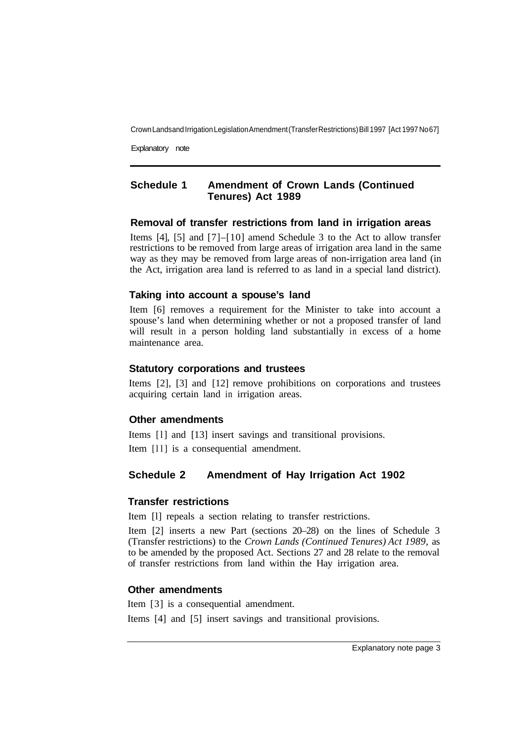## Schedule 1 Amendment of Crown Lands (Continued Tenures) Act 1989

### Removal of transfer restrictions from land in irrigation areas

Items [4], [5] and [7]–[10] amend Schedule 3 to the Act to allow transfer restrictions to be removed from large areas of irrigation area land in the same way as they may be removed from large areas of non-irrigation area land (in the Act, irrigation area land is referred to as land in a special land district).

### Taking into account a spouse's land

Item [6] removes a requirement for the Minister to take into account a spouse's land when determining whether or not a proposed transfer of land will result in a person holding land substantially in excess of a home maintenance area.

### Statutory corporations and trustees

Items [2], [3] and [12] remove prohibitions on corporations and trustees acquiring certain land in irrigation areas.

### Other amendments

Items [1] and [13] insert savings and transitional provisions.

Item [11] is a consequential amendment.

## Schedule 2 Amendment of Hay Irrigation Act 1902

### Transfer restrictions

Item [1] repeals a section relating to transfer restrictions.

Item [2] inserts a new Part (sections 20–28) on the lines of Schedule 3 (Transfer restrictions) to the *Crown Lands (Continued Tenures) Act 1989*, as to be amended by the proposed Act. Sections 27 and 28 relate to the removal of transfer restrictions from land within the Hay irrigation area.

### Other amendments

Item [3] is a consequential amendment.

Items [4] and [5] insert savings and transitional provisions.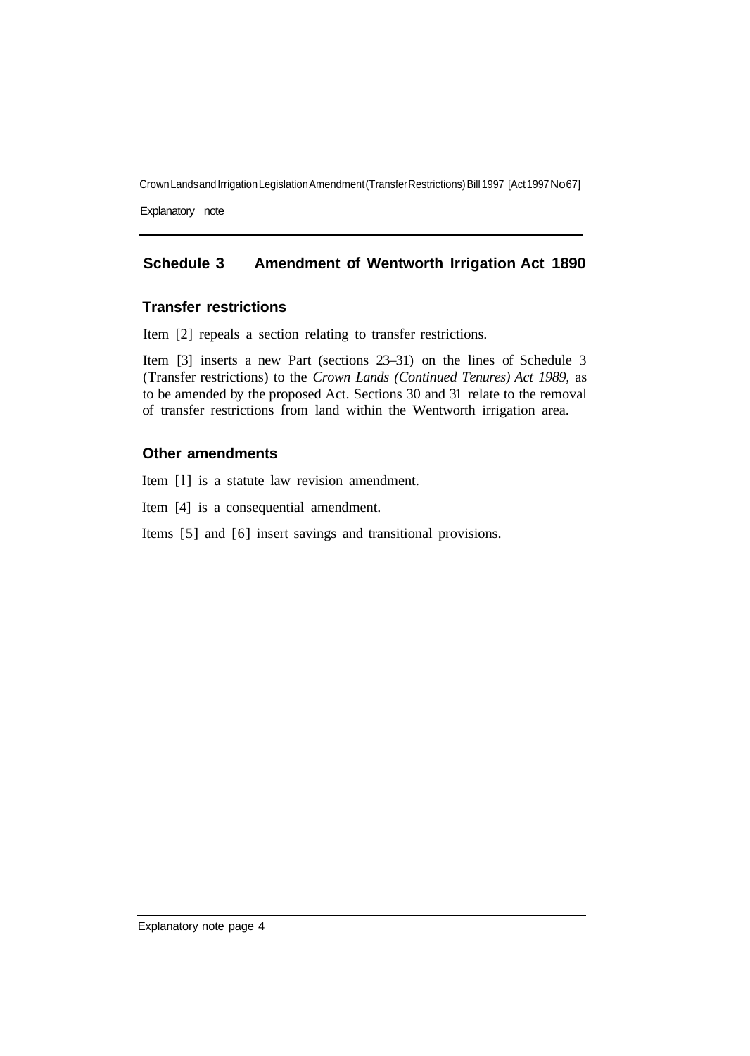## Schedule 3 Amendment of Wentworth Irrigation Act 1890

### Transfer restrictions

Item [2] repeals a section relating to transfer restrictions.

Item [3] inserts a new Part (sections 23–31) on the lines of Schedule 3 (Transfer restrictions) to the *Crown Lands (Continued Tenures) Act 1989*, as to be amended by the proposed Act. Sections 30 and 31 relate to the removal of transfer restrictions from land within the Wentworth irrigation area.

### Other amendments

Item [1] is a statute law revision amendment.

Item [4] is a consequential amendment.

Items [5] and [6] insert savings and transitional provisions.